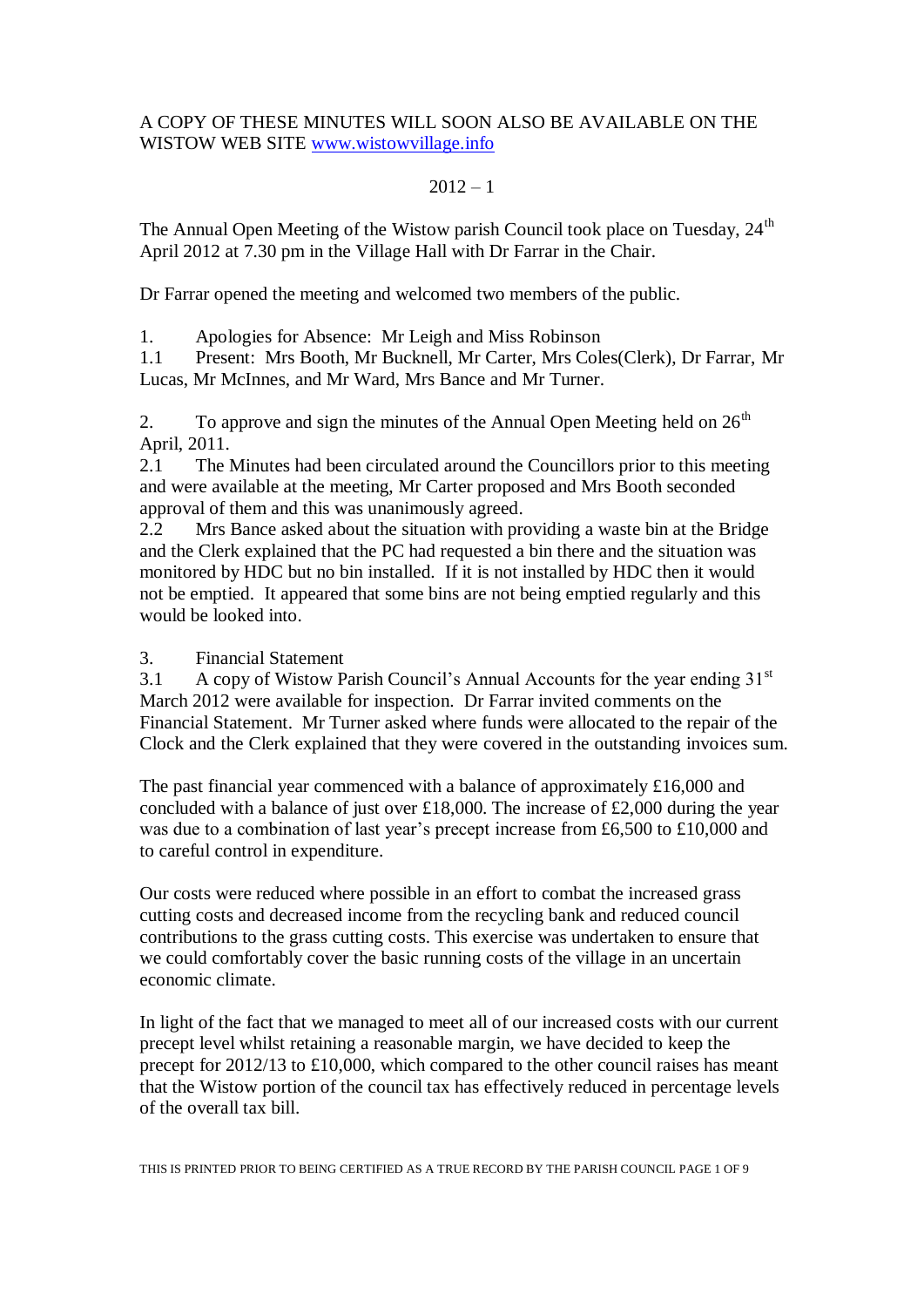A COPY OF THESE MINUTES WILL SOON ALSO BE AVAILABLE ON THE WISTOW WEB SITE www.wistowvillage.info

2012 – 1

The Annual Open Meeting of the Wistow parish Council took place on Tuesday, 24th April 2012 at 7.30 pm in the Village Hall with Dr Farrar in the Chair.

Dr Farrar opened the meeting and welcomed two members of the public.

1. Apologies for Absence: Mr Leigh and Miss Robinson

1.1 Present: Mrs Booth, Mr Bucknell, Mr Carter, Mrs Coles(Clerk), Dr Farrar, Mr Lucas, Mr McInnes, and Mr Ward, Mrs Bance and Mr Turner.

2. To approve and sign the minutes of the Annual Open Meeting held on 26th April, 2011.

2.1 The Minutes had been circulated around the Councillors prior to this meeting and were available at the meeting, Mr Carter proposed and Mrs Booth seconded approval of them and this was unanimously agreed.

2.2 Mrs Bance asked about the situation with providing a waste bin at the Bridge and the Clerk explained that the PC had requested a bin there and the situation was monitored by HDC but no bin installed. If it is not installed by HDC then it would not be emptied. It appeared that some bins are not being emptied regularly and this would be looked into.

3. Financial Statement

3.1 A copy of Wistow Parish Council's Annual Accounts for the year ending 31st March 2012 were available for inspection. Dr Farrar invited comments on the Financial Statement. Mr Turner asked where funds were allocated to the repair of the Clock and the Clerk explained that they were covered in the outstanding invoices sum.

The past financial year commenced with a balance of approximately £16,000 and concluded with a balance of just over £18,000. The increase of £2,000 during the year was due to a combination of last year's precept increase from £6,500 to £10,000 and to careful control in expenditure.

Our costs were reduced where possible in an effort to combat the increased grass cutting costs and decreased income from the recycling bank and reduced council contributions to the grass cutting costs. This exercise was undertaken to ensure that we could comfortably cover the basic running costs of the village in an uncertain economic climate.

In light of the fact that we managed to meet all of our increased costs with our current precept level whilst retaining a reasonable margin, we have decided to keep the precept for 2012/13 to £10,000, which compared to the other council raises has meant that the Wistow portion of the council tax has effectively reduced in percentage levels of the overall tax bill.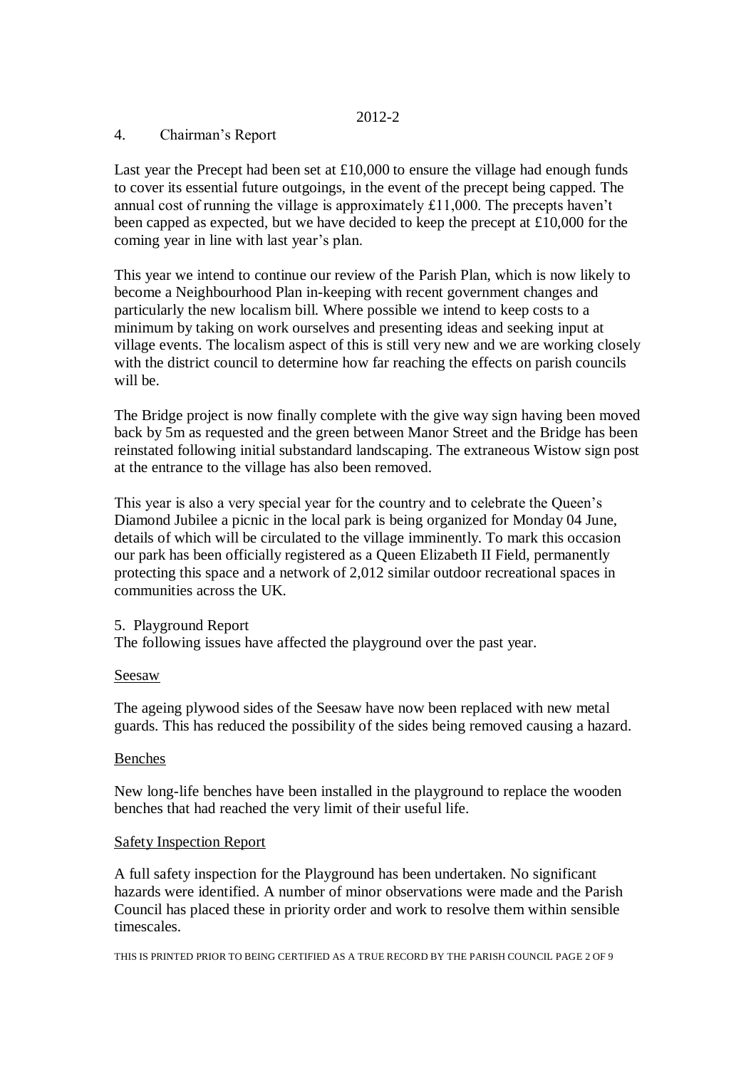2012-2

## 4. Chairman's Report

Last year the Precept had been set at £10,000 to ensure the village had enough funds to cover its essential future outgoings, in the event of the precept being capped. The annual cost of running the village is approximately £11,000. The precepts haven't been capped as expected, but we have decided to keep the precept at £10,000 for the coming year in line with last year's plan.

This year we intend to continue our review of the Parish Plan, which is now likely to become a Neighbourhood Plan in-keeping with recent government changes and particularly the new localism bill. Where possible we intend to keep costs to a minimum by taking on work ourselves and presenting ideas and seeking input at village events. The localism aspect of this is still very new and we are working closely with the district council to determine how far reaching the effects on parish councils will be.

The Bridge project is now finally complete with the give way sign having been moved back by 5m as requested and the green between Manor Street and the Bridge has been reinstated following initial substandard landscaping. The extraneous Wistow sign post at the entrance to the village has also been removed.

This year is also a very special year for the country and to celebrate the Queen's Diamond Jubilee a picnic in the local park is being organized for Monday 04 June, details of which will be circulated to the village imminently. To mark this occasion our park has been officially registered as a Queen Elizabeth II Field, permanently protecting this space and a network of 2,012 similar outdoor recreational spaces in communities across the UK.

## 5. Playground Report

The following issues have affected the playground over the past year.

### Seesaw

The ageing plywood sides of the Seesaw have now been replaced with new metal guards. This has reduced the possibility of the sides being removed causing a hazard.

### Benches

New long-life benches have been installed in the playground to replace the wooden benches that had reached the very limit of their useful life.

### Safety Inspection Report

A full safety inspection for the Playground has been undertaken. No significant hazards were identified. A number of minor observations were made and the Parish Council has placed these in priority order and work to resolve them within sensible timescales.

THIS IS PRINTED PRIOR TO BEING CERTIFIED AS A TRUE RECORD BY THE PARISH COUNCIL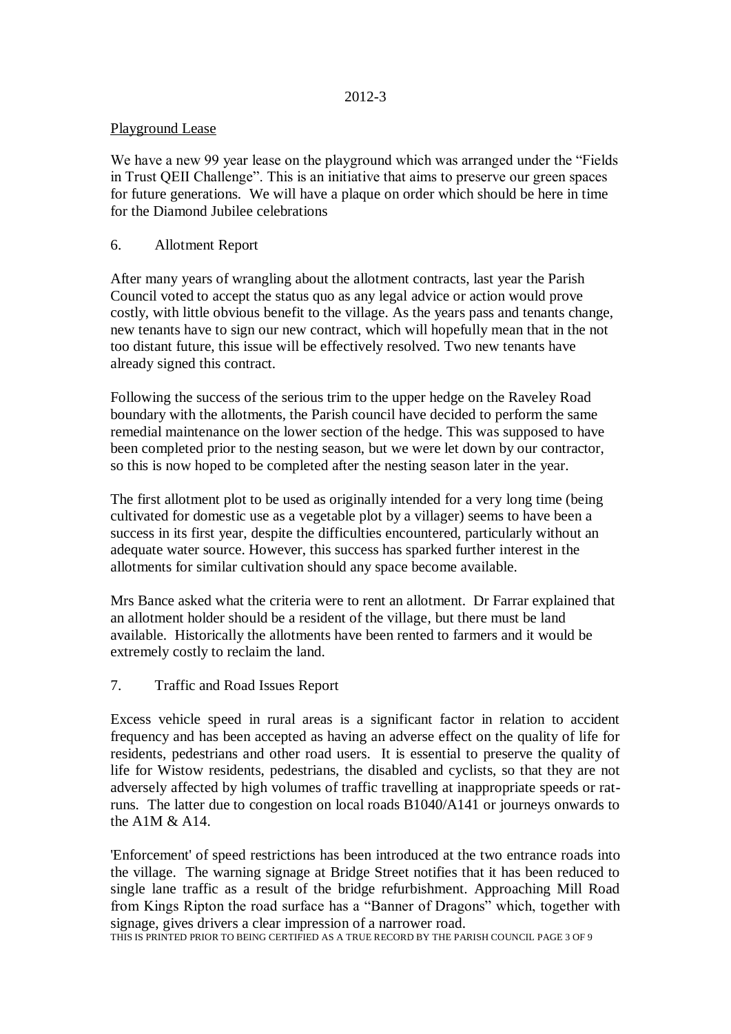2012-3

Playground Lease

We have a new 99 year lease on the playground which was arranged under the "Fields in Trust QEII Challenge". This is an initiative that aims to preserve our green spaces for future generations. We will have a plaque on order which should be here in time for the Diamond Jubilee celebrations

## 6. Allotment Report

After many years of wrangling about the allotment contracts, last year the Parish Council voted to accept the status quo as any legal advice or action would prove costly, with little obvious benefit to the village. As the years pass and tenants change, new tenants have to sign our new contract, which will hopefully mean that in the not too distant future, this issue will be effectively resolved. Two new tenants have already signed this contract.

Following the success of the serious trim to the upper hedge on the Raveley Road boundary with the allotments, the Parish council have decided to perform the same remedial maintenance on the lower section of the hedge. This was supposed to have been completed prior to the nesting season, but we were let down by our contractor, so this is now hoped to be completed after the nesting season later in the year.

The first allotment plot to be used as originally intended for a very long time (being cultivated for domestic use as a vegetable plot by a villager) seems to have been a success in its first year, despite the difficulties encountered, particularly without an adequate water source. However, this success has sparked further interest in the allotments for similar cultivation should any space become available.

Mrs Bance asked what the criteria were to rent an allotment. Dr Farrar explained that an allotment holder should be a resident of the village, but there must be land available. Historically the allotments have been rented to farmers and it would be extremely costly to reclaim the land.

## 7. Traffic and Road Issues Report

Excess vehicle speed in rural areas is a significant factor in relation to accident frequency and has been accepted as having an adverse effect on the quality of life for residents, pedestrians and other road users. It is essential to preserve the quality of life for Wistow residents, pedestrians, the disabled and cyclists, so that they are not adversely affected by high volumes of traffic travelling at inappropriate speeds or rat-runs. The latter due to congestion on local roads B1040/A141 or journeys onwards to the A1M & A14.

'Enforcement' of speed restrictions has been introduced at the two entrance roads into the village. The warning signage at Bridge Street notifies that it has been reduced to single lane traffic as a result of the bridge refurbishment. Approaching Mill Road from Kings Ripton the road surface has a "Banner of Dragons" which, together with signage, gives drivers a clear impression of a narrower road.

THIS IS PRINTED PRIOR TO BEING CERTIFIED AS A TRUE RECORD BY THE PARISH COUNCIL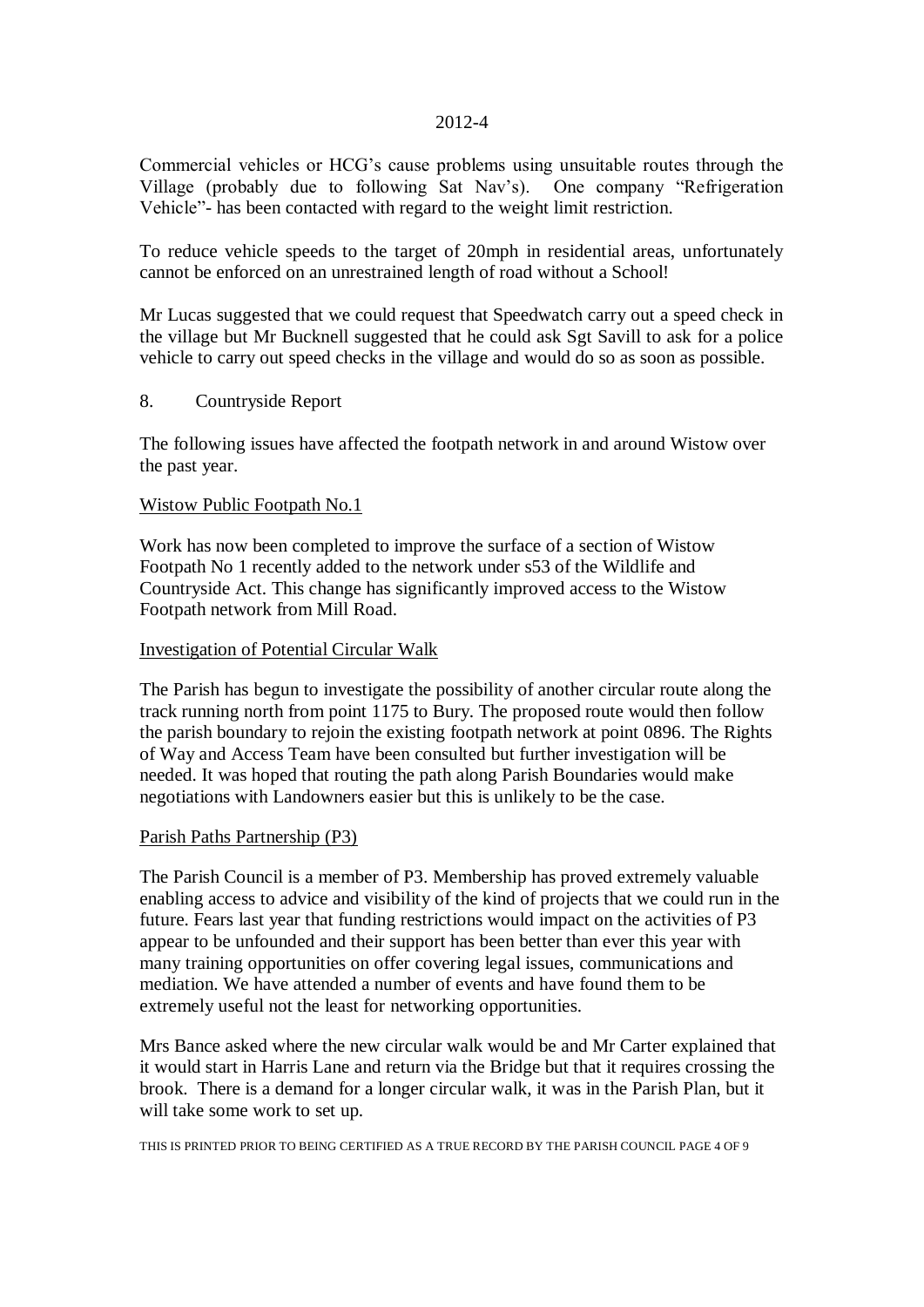Commercial vehicles or HCG's cause problems using unsuitable routes through the Village (probably due to following Sat Nav's). One company "Refrigeration Vehicle"- has been contacted with regard to the weight limit restriction.

To reduce vehicle speeds to the target of 20mph in residential areas, unfortunately cannot be enforced on an unrestrained length of road without a School!

Mr Lucas suggested that we could request that Speedwatch carry out a speed check in the village but Mr Bucknell suggested that he could ask Sgt Savill to ask for a police vehicle to carry out speed checks in the village and would do so as soon as possible.

8. Countryside Report

The following issues have affected the footpath network in and around Wistow over the past year.

Wistow Public Footpath No.1

Work has now been completed to improve the surface of a section of Wistow Footpath No 1 recently added to the network under s53 of the Wildlife and Countryside Act. This change has significantly improved access to the Wistow Footpath network from Mill Road.

Investigation of Potential Circular Walk

The Parish has begun to investigate the possibility of another circular route along the track running north from point 1175 to Bury. The proposed route would then follow the parish boundary to rejoin the existing footpath network at point 0896. The Rights of Way and Access Team have been consulted but further investigation will be needed. It was hoped that routing the path along Parish Boundaries would make negotiations with Landowners easier but this is unlikely to be the case.

Parish Paths Partnership (P3)

The Parish Council is a member of P3. Membership has proved extremely valuable enabling access to advice and visibility of the kind of projects that we could run in the future. Fears last year that funding restrictions would impact on the activities of P3 appear to be unfounded and their support has been better than ever this year with many training opportunities on offer covering legal issues, communications and mediation. We have attended a number of events and have found them to be extremely useful not the least for networking opportunities.

Mrs Bance asked where the new circular walk would be and Mr Carter explained that it would start in Harris Lane and return via the Bridge but that it requires crossing the brook. There is a demand for a longer circular walk, it was in the Parish Plan, but it will take some work to set up.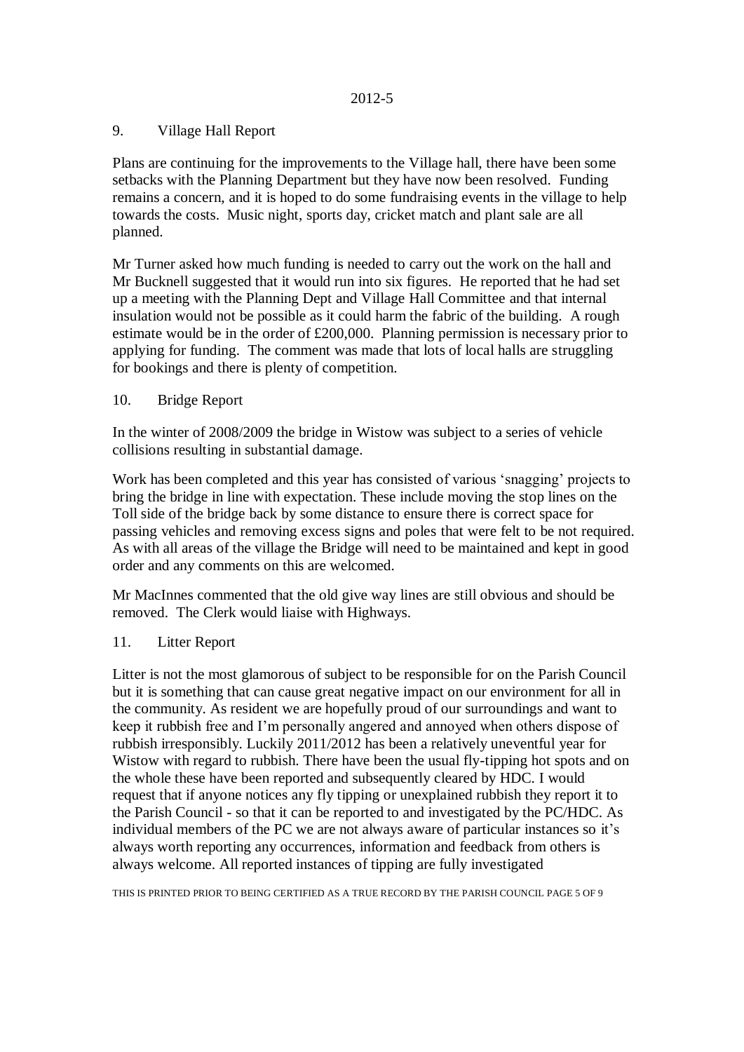## 9. Village Hall Report

Plans are continuing for the improvements to the Village hall, there have been some setbacks with the Planning Department but they have now been resolved. Funding remains a concern, and it is hoped to do some fundraising events in the village to help towards the costs. Music night, sports day, cricket match and plant sale are all planned.

Mr Turner asked how much funding is needed to carry out the work on the hall and Mr Bucknell suggested that it would run into six figures. He reported that he had set up a meeting with the Planning Dept and Village Hall Committee and that internal insulation would not be possible as it could harm the fabric of the building. A rough estimate would be in the order of £200,000. Planning permission is necessary prior to applying for funding. The comment was made that lots of local halls are struggling for bookings and there is plenty of competition.

## 10. Bridge Report

In the winter of 2008/2009 the bridge in Wistow was subject to a series of vehicle collisions resulting in substantial damage.

Work has been completed and this year has consisted of various 'snagging' projects to bring the bridge in line with expectation. These include moving the stop lines on the Toll side of the bridge back by some distance to ensure there is correct space for passing vehicles and removing excess signs and poles that were felt to be not required. As with all areas of the village the Bridge will need to be maintained and kept in good order and any comments on this are welcomed.

Mr MacInnes commented that the old give way lines are still obvious and should be removed. The Clerk would liaise with Highways.

## 11. Litter Report

Litter is not the most glamorous of subject to be responsible for on the Parish Council but it is something that can cause great negative impact on our environment for all in the community. As resident we are hopefully proud of our surroundings and want to keep it rubbish free and I'm personally angered and annoyed when others dispose of rubbish irresponsibly. Luckily 2011/2012 has been a relatively uneventful year for Wistow with regard to rubbish. There have been the usual fly-tipping hot spots and on the whole these have been reported and subsequently cleared by HDC. I would request that if anyone notices any fly tipping or unexplained rubbish they report it to the Parish Council - so that it can be reported to and investigated by the PC/HDC. As individual members of the PC we are not always aware of particular instances so it's always worth reporting any occurrences, information and feedback from others is always welcome. All reported instances of tipping are fully investigated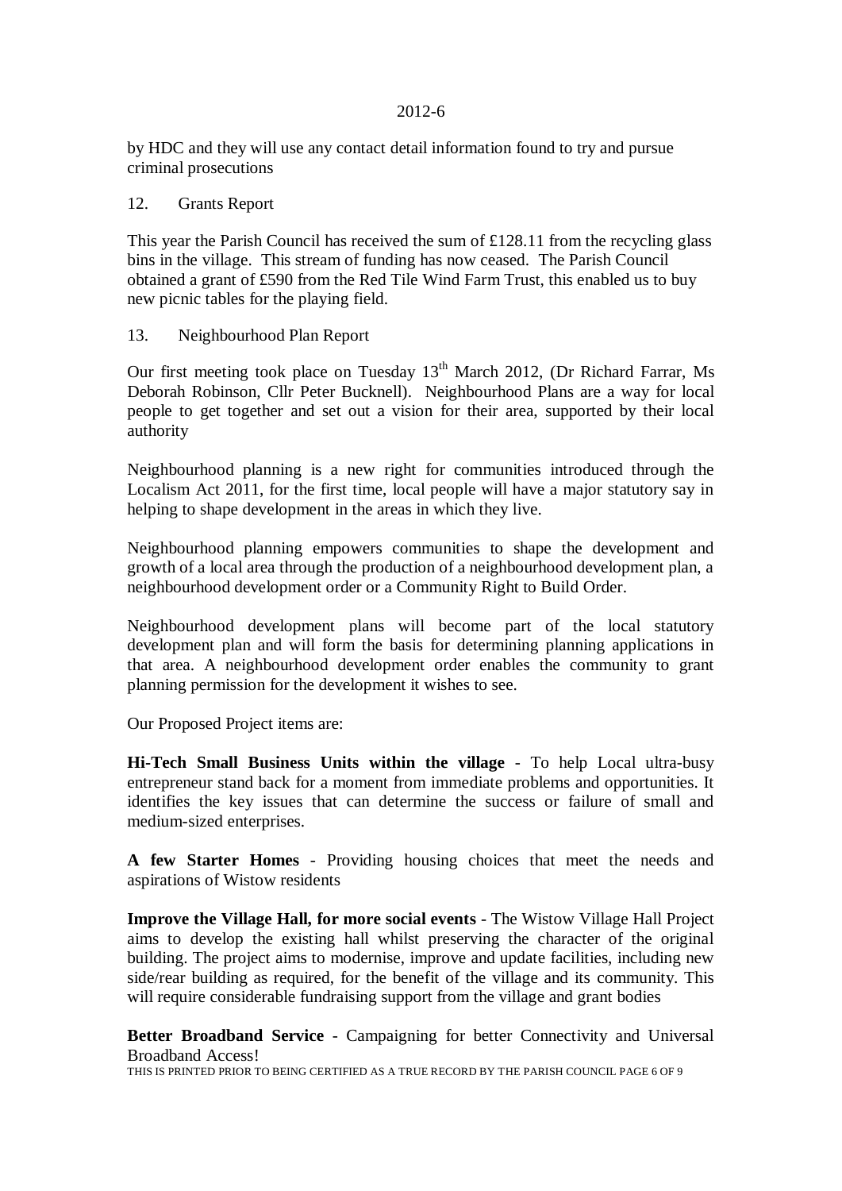by HDC and they will use any contact detail information found to try and pursue criminal prosecutions

12. Grants Report

This year the Parish Council has received the sum of £128.11 from the recycling glass bins in the village. This stream of funding has now ceased. The Parish Council obtained a grant of £590 from the Red Tile Wind Farm Trust, this enabled us to buy new picnic tables for the playing field.

13. Neighbourhood Plan Report

Our first meeting took place on Tuesday 13th March 2012, (Dr Richard Farrar, Ms Deborah Robinson, Cllr Peter Bucknell). Neighbourhood Plans are a way for local people to get together and set out a vision for their area, supported by their local authority

Neighbourhood planning is a new right for communities introduced through the Localism Act 2011, for the first time, local people will have a major statutory say in helping to shape development in the areas in which they live.

Neighbourhood planning empowers communities to shape the development and growth of a local area through the production of a neighbourhood development plan, a neighbourhood development order or a Community Right to Build Order.

Neighbourhood development plans will become part of the local statutory development plan and will form the basis for determining planning applications in that area. A neighbourhood development order enables the community to grant planning permission for the development it wishes to see.

Our Proposed Project items are:

**Hi-Tech Small Business Units within the village** - To help Local ultra-busy entrepreneur stand back for a moment from immediate problems and opportunities. It identifies the key issues that can determine the success or failure of small and medium-sized enterprises.

**A few Starter Homes** - Providing housing choices that meet the needs and aspirations of Wistow residents

**Improve the Village Hall, for more social events** - The Wistow Village Hall Project aims to develop the existing hall whilst preserving the character of the original building. The project aims to modernise, improve and update facilities, including new side/rear building as required, for the benefit of the village and its community. This will require considerable fundraising support from the village and grant bodies

**Better Broadband Service** - Campaigning for better Connectivity and Universal Broadband Access!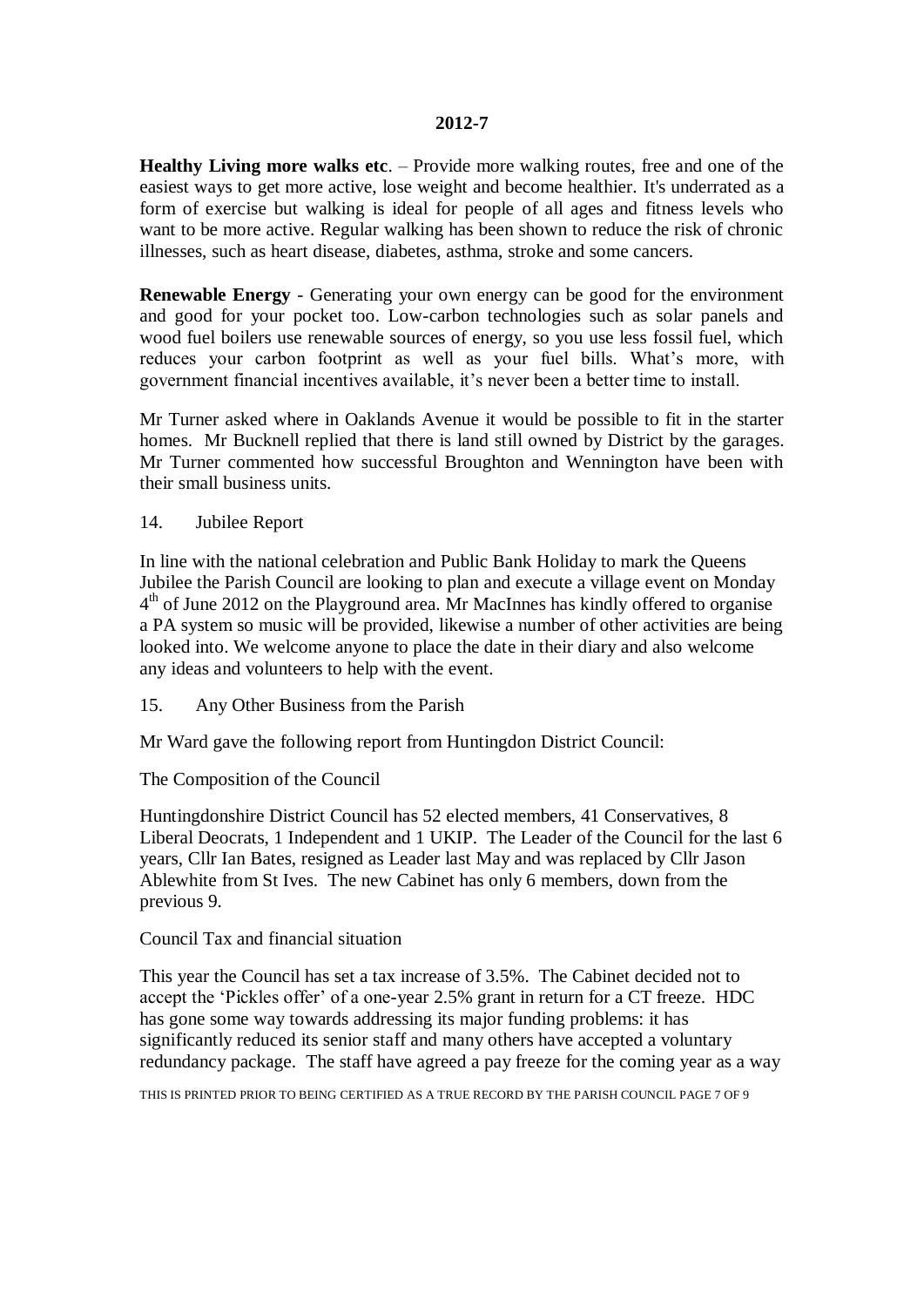**Healthy Living more walks etc**. – Provide more walking routes, free and one of the easiest ways to get more active, lose weight and become healthier. It's underrated as a form of exercise but walking is ideal for people of all ages and fitness levels who want to be more active. Regular walking has been shown to reduce the risk of chronic illnesses, such as heart disease, diabetes, asthma, stroke and some cancers.

**Renewable Energy** - Generating your own energy can be good for the environment and good for your pocket too. Low-carbon technologies such as solar panels and wood fuel boilers use renewable sources of energy, so you use less fossil fuel, which reduces your carbon footprint as well as your fuel bills. What's more, with government financial incentives available, it's never been a better time to install.

Mr Turner asked where in Oaklands Avenue it would be possible to fit in the starter homes. Mr Bucknell replied that there is land still owned by District by the garages. Mr Turner commented how successful Broughton and Wennington have been with their small business units.

14. Jubilee Report

In line with the national celebration and Public Bank Holiday to mark the Queens Jubilee the Parish Council are looking to plan and execute a village event on Monday 4th of June 2012 on the Playground area. Mr MacInnes has kindly offered to organise a PA system so music will be provided, likewise a number of other activities are being looked into. We welcome anyone to place the date in their diary and also welcome any ideas and volunteers to help with the event.

15. Any Other Business from the Parish

Mr Ward gave the following report from Huntingdon District Council:

The Composition of the Council

Huntingdonshire District Council has 52 elected members, 41 Conservatives, 8 Liberal Deocrats, 1 Independent and 1 UKIP. The Leader of the Council for the last 6 years, Cllr Ian Bates, resigned as Leader last May and was replaced by Cllr Jason Ablewhite from St Ives. The new Cabinet has only 6 members, down from the previous 9.

Council Tax and financial situation

This year the Council has set a tax increase of 3.5%. The Cabinet decided not to accept the 'Pickles offer' of a one-year 2.5% grant in return for a CT freeze. HDC has gone some way towards addressing its major funding problems: it has significantly reduced its senior staff and many others have accepted a voluntary redundancy package. The staff have agreed a pay freeze for the coming year as a way

THIS IS PRINTED PRIOR TO BEING CERTIFIED AS A TRUE RECORD BY THE PARISH COUNCIL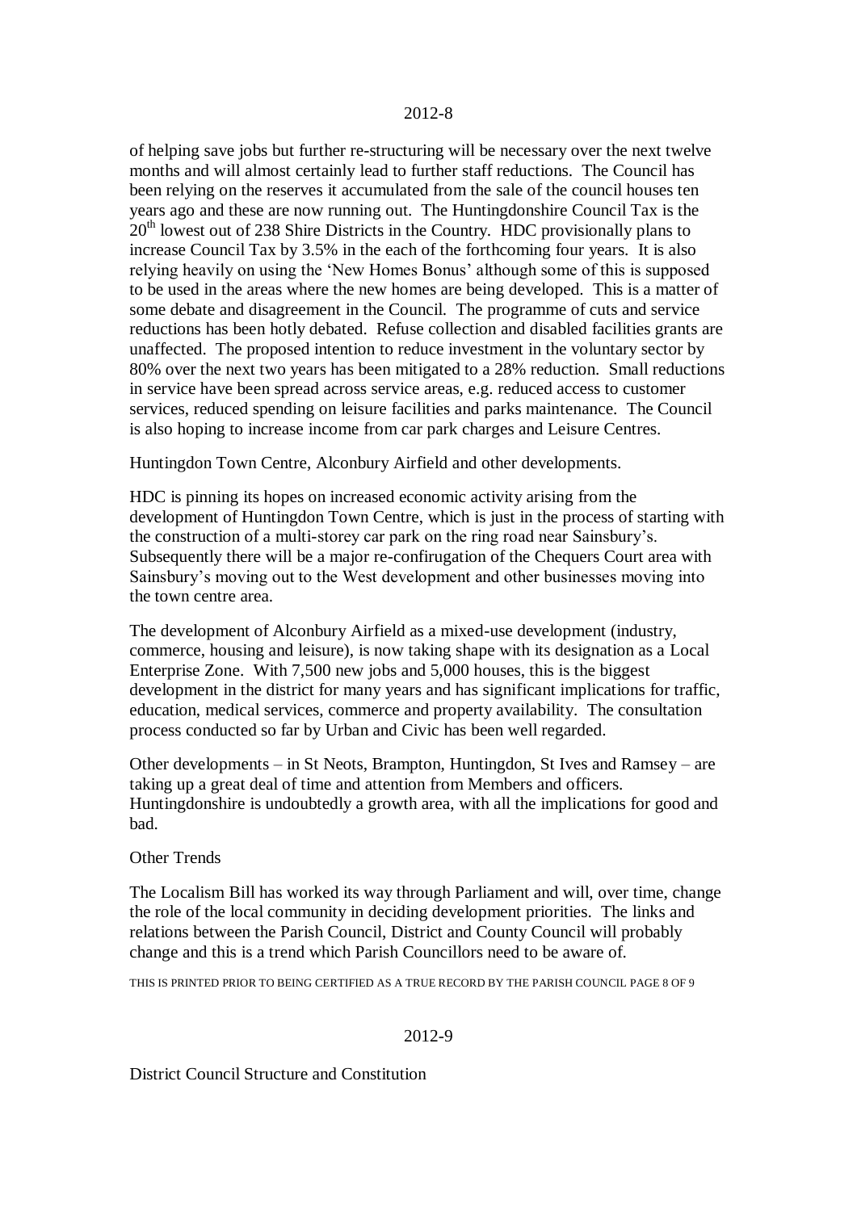of helping save jobs but further re-structuring will be necessary over the next twelve months and will almost certainly lead to further staff reductions. The Council has been relying on the reserves it accumulated from the sale of the council houses ten years ago and these are now running out. The Huntingdonshire Council Tax is the 20th lowest out of 238 Shire Districts in the Country. HDC provisionally plans to increase Council Tax by 3.5% in the each of the forthcoming four years. It is also relying heavily on using the 'New Homes Bonus' although some of this is supposed to be used in the areas where the new homes are being developed. This is a matter of some debate and disagreement in the Council. The programme of cuts and service reductions has been hotly debated. Refuse collection and disabled facilities grants are unaffected. The proposed intention to reduce investment in the voluntary sector by 80% over the next two years has been mitigated to a 28% reduction. Small reductions in service have been spread across service areas, e.g. reduced access to customer services, reduced spending on leisure facilities and parks maintenance. The Council is also hoping to increase income from car park charges and Leisure Centres.

Huntingdon Town Centre, Alconbury Airfield and other developments.

HDC is pinning its hopes on increased economic activity arising from the development of Huntingdon Town Centre, which is just in the process of starting with the construction of a multi-storey car park on the ring road near Sainsbury's. Subsequently there will be a major re-confirugation of the Chequers Court area with Sainsbury's moving out to the West development and other businesses moving into the town centre area.

The development of Alconbury Airfield as a mixed-use development (industry, commerce, housing and leisure), is now taking shape with its designation as a Local Enterprise Zone. With 7,500 new jobs and 5,000 houses, this is the biggest development in the district for many years and has significant implications for traffic, education, medical services, commerce and property availability. The consultation process conducted so far by Urban and Civic has been well regarded.

Other developments – in St Neots, Brampton, Huntingdon, St Ives and Ramsey – are taking up a great deal of time and attention from Members and officers. Huntingdonshire is undoubtedly a growth area, with all the implications for good and bad.

Other Trends

The Localism Bill has worked its way through Parliament and will, over time, change the role of the local community in deciding development priorities. The links and relations between the Parish Council, District and County Council will probably change and this is a trend which Parish Councillors need to be aware of.

THIS IS PRINTED PRIOR TO BEING CERTIFIED AS A TRUE RECORD BY THE PARISH COUNCIL

District Council Structure and Constitution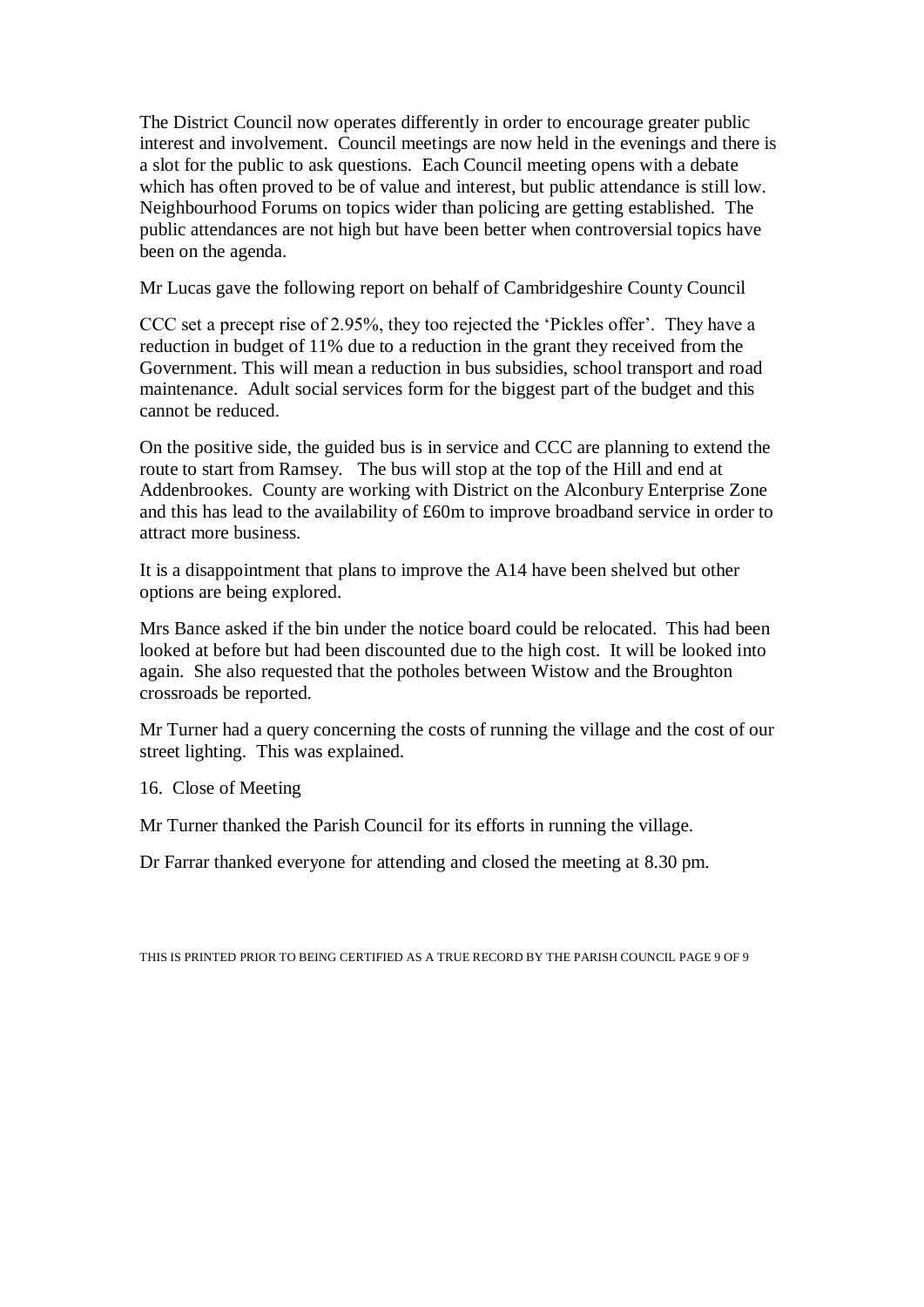The District Council now operates differently in order to encourage greater public interest and involvement. Council meetings are now held in the evenings and there is a slot for the public to ask questions. Each Council meeting opens with a debate which has often proved to be of value and interest, but public attendance is still low. Neighbourhood Forums on topics wider than policing are getting established. The public attendances are not high but have been better when controversial topics have been on the agenda.

Mr Lucas gave the following report on behalf of Cambridgeshire County Council

CCC set a precept rise of 2.95%, they too rejected the 'Pickles offer'. They have a reduction in budget of 11% due to a reduction in the grant they received from the Government. This will mean a reduction in bus subsidies, school transport and road maintenance. Adult social services form for the biggest part of the budget and this cannot be reduced.

On the positive side, the guided bus is in service and CCC are planning to extend the route to start from Ramsey. The bus will stop at the top of the Hill and end at Addenbrookes. County are working with District on the Alconbury Enterprise Zone and this has lead to the availability of £60m to improve broadband service in order to attract more business.

It is a disappointment that plans to improve the A14 have been shelved but other options are being explored.

Mrs Bance asked if the bin under the notice board could be relocated. This had been looked at before but had been discounted due to the high cost. It will be looked into again. She also requested that the potholes between Wistow and the Broughton crossroads be reported.

Mr Turner had a query concerning the costs of running the village and the cost of our street lighting. This was explained.

16. Close of Meeting

Mr Turner thanked the Parish Council for its efforts in running the village.

Dr Farrar thanked everyone for attending and closed the meeting at 8.30 pm.

THIS IS PRINTED PRIOR TO BEING CERTIFIED AS A TRUE RECORD BY THE PARISH COUNCIL